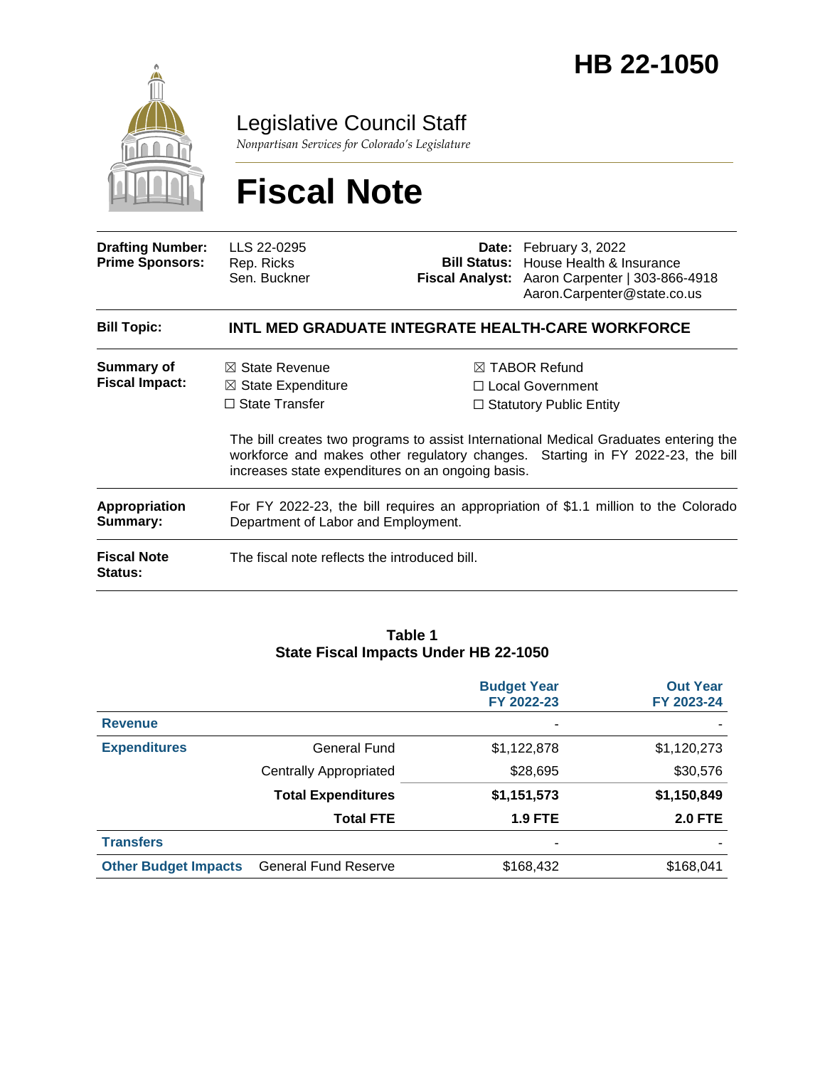# HB 22-1050

## Legislative Council Staff

*Nonpartisan Services for Colorado's Legislature*

# Fiscal Note

| | | | |
|---|---|---|---|
| **Drafting Number:** | LLS 22-0295 | **Date:** | February 3, 2022 |
| **Prime Sponsors:** | Rep. Ricks<br>Sen. Buckner | **Bill Status:** | House Health & Insurance |
| | | **Fiscal Analyst:** | Aaron Carpenter \| 303-866-4918<br>Aaron.Carpenter@state.co.us |

| | |
|---|---|
| **Bill Topic:** | **INTL MED GRADUATE INTEGRATE HEALTH-CARE WORKFORCE** |
| **Summary of Fiscal Impact:** | ☒ State Revenue ☒ TABOR Refund<br>☒ State Expenditure ☐ Local Government<br>☐ State Transfer ☐ Statutory Public Entity<br><br>The bill creates two programs to assist International Medical Graduates entering the workforce and makes other regulatory changes. Starting in FY 2022-23, the bill increases state expenditures on an ongoing basis. |
| **Appropriation Summary:** | For FY 2022-23, the bill requires an appropriation of $1.1 million to the Colorado Department of Labor and Employment. |
| **Fiscal Note Status:** | The fiscal note reflects the introduced bill. |

**Table 1**
**State Fiscal Impacts Under HB 22-1050**

| | | Budget Year FY 2022-23 | Out Year FY 2023-24 |
|---|---|---|---|
| **Revenue** | | - | - |
| **Expenditures** | General Fund | $1,122,878 | $1,120,273 |
| | Centrally Appropriated | $28,695 | $30,576 |
| | **Total Expenditures** | **$1,151,573** | **$1,150,849** |
| | **Total FTE** | **1.9 FTE** | **2.0 FTE** |
| **Transfers** | | - | - |
| **Other Budget Impacts** | General Fund Reserve | $168,432 | $168,041 |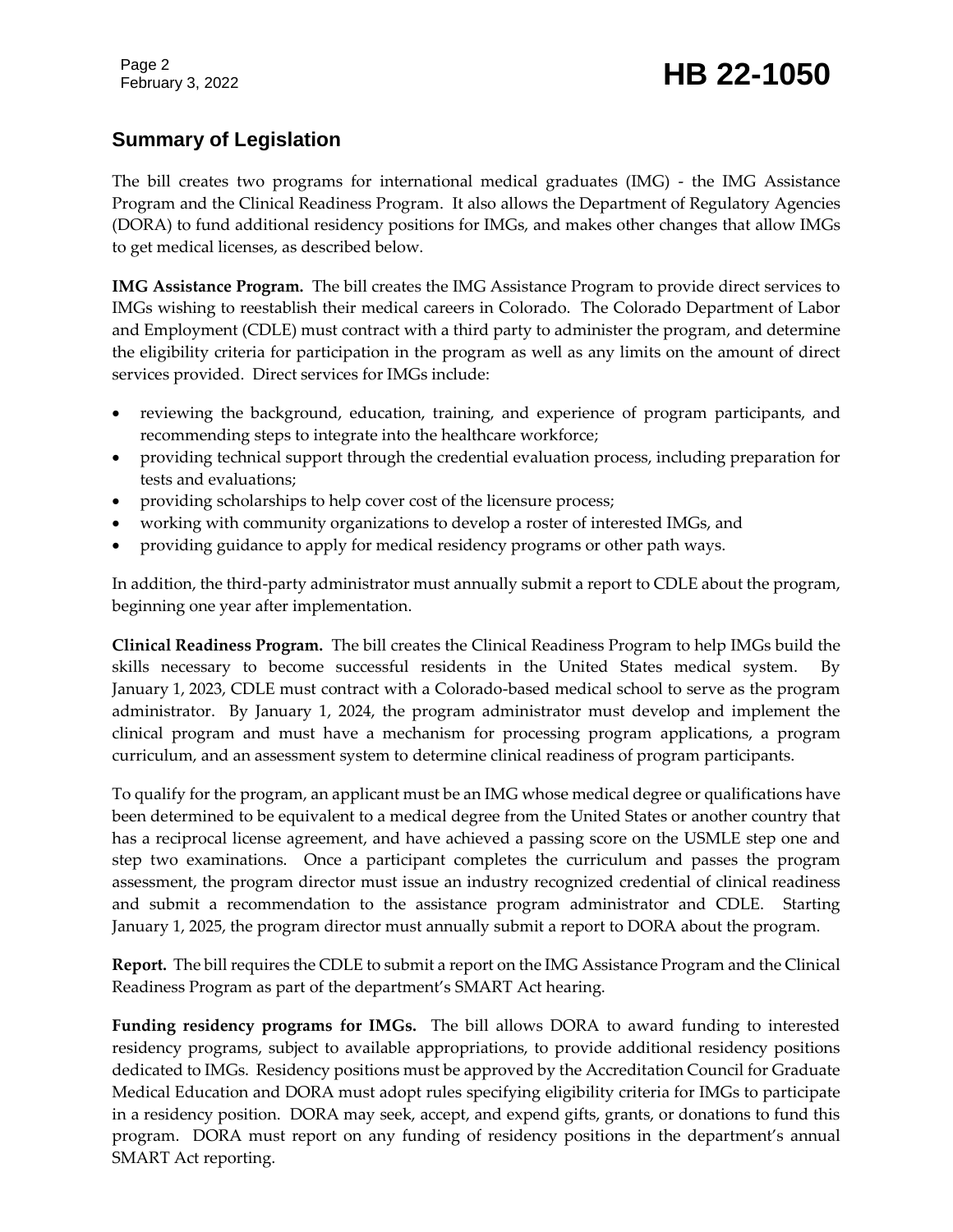## Summary of Legislation

The bill creates two programs for international medical graduates (IMG) - the IMG Assistance Program and the Clinical Readiness Program. It also allows the Department of Regulatory Agencies (DORA) to fund additional residency positions for IMGs, and makes other changes that allow IMGs to get medical licenses, as described below.

**IMG Assistance Program.** The bill creates the IMG Assistance Program to provide direct services to IMGs wishing to reestablish their medical careers in Colorado. The Colorado Department of Labor and Employment (CDLE) must contract with a third party to administer the program, and determine the eligibility criteria for participation in the program as well as any limits on the amount of direct services provided. Direct services for IMGs include:

- reviewing the background, education, training, and experience of program participants, and recommending steps to integrate into the healthcare workforce;
- providing technical support through the credential evaluation process, including preparation for tests and evaluations;
- providing scholarships to help cover cost of the licensure process;
- working with community organizations to develop a roster of interested IMGs, and
- providing guidance to apply for medical residency programs or other path ways.

In addition, the third-party administrator must annually submit a report to CDLE about the program, beginning one year after implementation.

**Clinical Readiness Program.** The bill creates the Clinical Readiness Program to help IMGs build the skills necessary to become successful residents in the United States medical system. By January 1, 2023, CDLE must contract with a Colorado-based medical school to serve as the program administrator. By January 1, 2024, the program administrator must develop and implement the clinical program and must have a mechanism for processing program applications, a program curriculum, and an assessment system to determine clinical readiness of program participants.

To qualify for the program, an applicant must be an IMG whose medical degree or qualifications have been determined to be equivalent to a medical degree from the United States or another country that has a reciprocal license agreement, and have achieved a passing score on the USMLE step one and step two examinations. Once a participant completes the curriculum and passes the program assessment, the program director must issue an industry recognized credential of clinical readiness and submit a recommendation to the assistance program administrator and CDLE. Starting January 1, 2025, the program director must annually submit a report to DORA about the program.

**Report.** The bill requires the CDLE to submit a report on the IMG Assistance Program and the Clinical Readiness Program as part of the department's SMART Act hearing.

**Funding residency programs for IMGs.** The bill allows DORA to award funding to interested residency programs, subject to available appropriations, to provide additional residency positions dedicated to IMGs. Residency positions must be approved by the Accreditation Council for Graduate Medical Education and DORA must adopt rules specifying eligibility criteria for IMGs to participate in a residency position. DORA may seek, accept, and expend gifts, grants, or donations to fund this program. DORA must report on any funding of residency positions in the department's annual SMART Act reporting.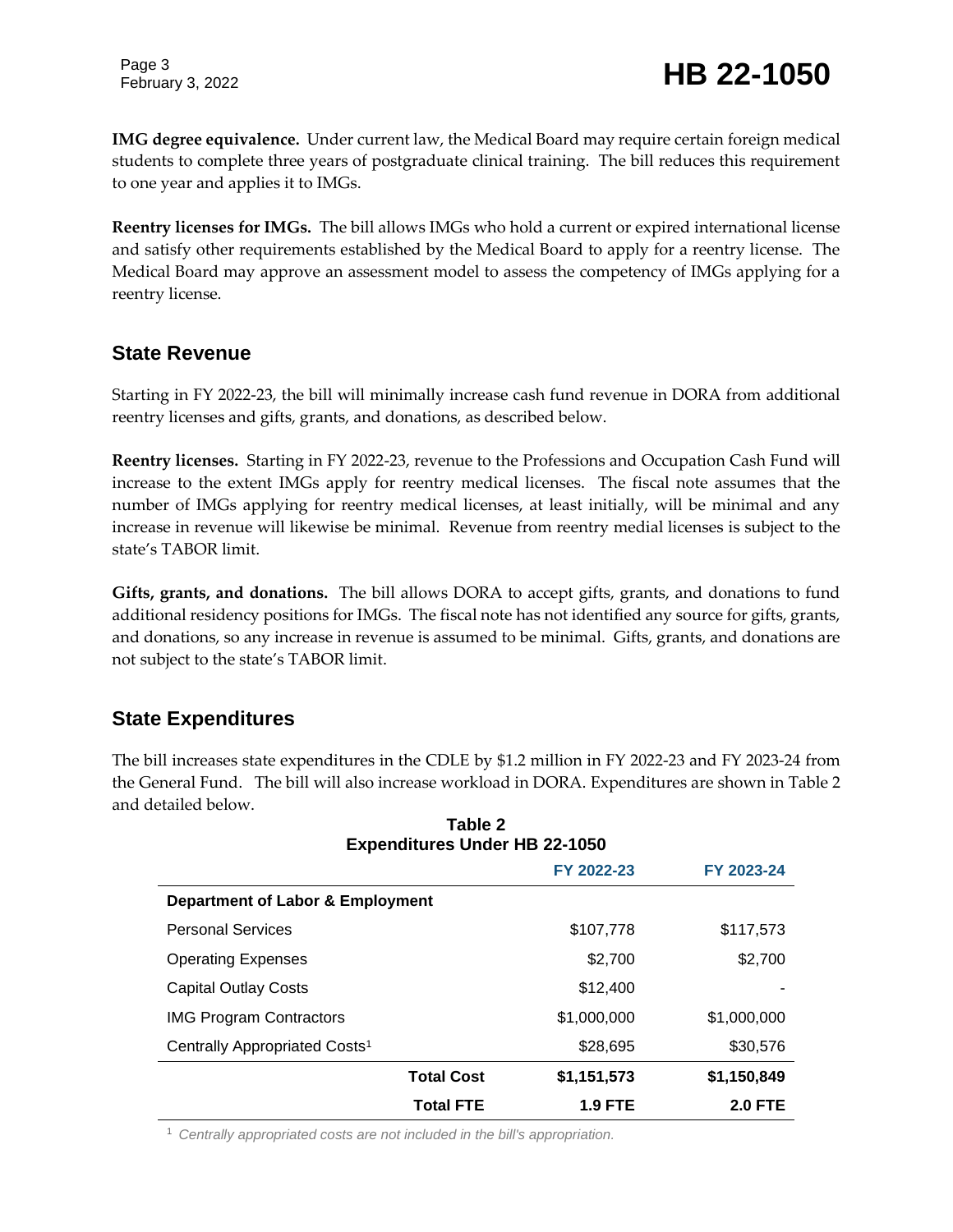**IMG degree equivalence.** Under current law, the Medical Board may require certain foreign medical students to complete three years of postgraduate clinical training. The bill reduces this requirement to one year and applies it to IMGs.

**Reentry licenses for IMGs.** The bill allows IMGs who hold a current or expired international license and satisfy other requirements established by the Medical Board to apply for a reentry license. The Medical Board may approve an assessment model to assess the competency of IMGs applying for a reentry license.

## State Revenue

Starting in FY 2022-23, the bill will minimally increase cash fund revenue in DORA from additional reentry licenses and gifts, grants, and donations, as described below.

**Reentry licenses.** Starting in FY 2022-23, revenue to the Professions and Occupation Cash Fund will increase to the extent IMGs apply for reentry medical licenses. The fiscal note assumes that the number of IMGs applying for reentry medical licenses, at least initially, will be minimal and any increase in revenue will likewise be minimal. Revenue from reentry medial licenses is subject to the state's TABOR limit.

**Gifts, grants, and donations.** The bill allows DORA to accept gifts, grants, and donations to fund additional residency positions for IMGs. The fiscal note has not identified any source for gifts, grants, and donations, so any increase in revenue is assumed to be minimal. Gifts, grants, and donations are not subject to the state's TABOR limit.

## State Expenditures

The bill increases state expenditures in the CDLE by $1.2 million in FY 2022-23 and FY 2023-24 from the General Fund. The bill will also increase workload in DORA. Expenditures are shown in Table 2 and detailed below.

**Table 2**
**Expenditures Under HB 22-1050**

| | FY 2022-23 | FY 2023-24 |
|---|---|---|
| **Department of Labor & Employment** | | |
| Personal Services | $107,778 | $117,573 |
| Operating Expenses | $2,700 | $2,700 |
| Capital Outlay Costs | $12,400 | - |
| IMG Program Contractors | $1,000,000 | $1,000,000 |
| Centrally Appropriated Costs[1] | $28,695 | $30,576 |
| **Total Cost** | **$1,151,573** | **$1,150,849** |
| **Total FTE** | **1.9 FTE** | **2.0 FTE** |

[1] *Centrally appropriated costs are not included in the bill's appropriation.*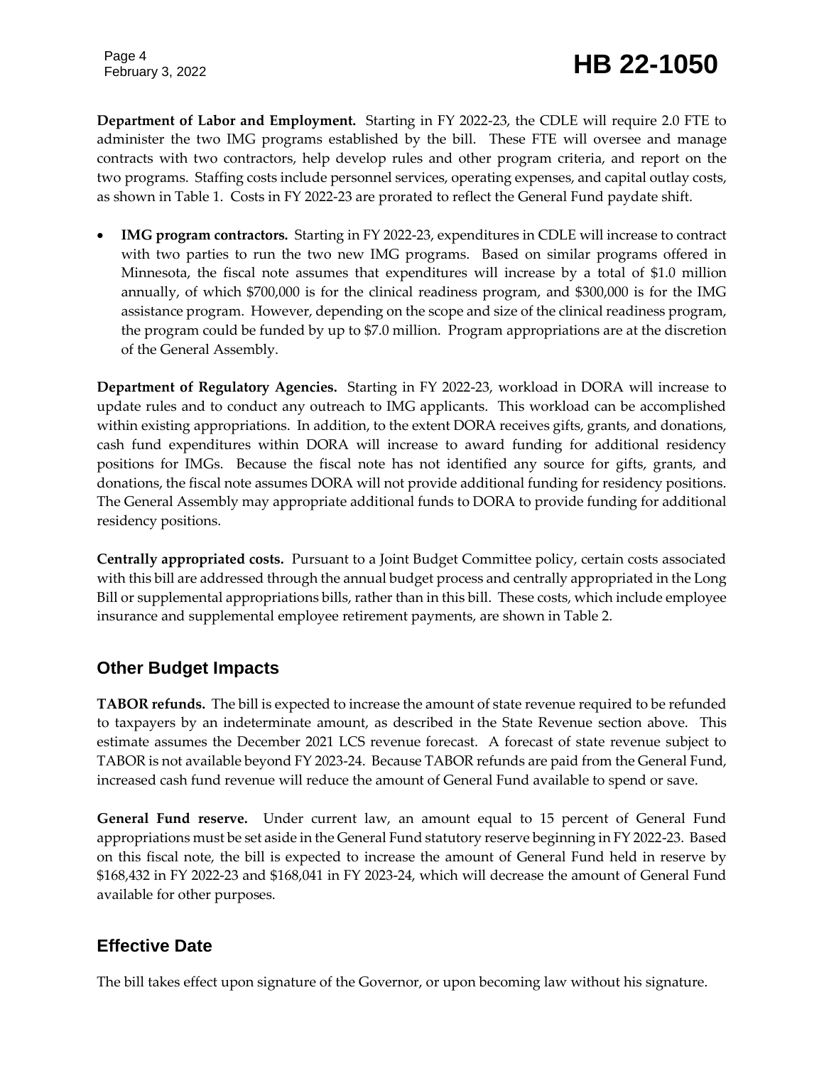**Department of Labor and Employment.** Starting in FY 2022-23, the CDLE will require 2.0 FTE to administer the two IMG programs established by the bill. These FTE will oversee and manage contracts with two contractors, help develop rules and other program criteria, and report on the two programs. Staffing costs include personnel services, operating expenses, and capital outlay costs, as shown in Table 1. Costs in FY 2022-23 are prorated to reflect the General Fund paydate shift.

- **IMG program contractors.** Starting in FY 2022-23, expenditures in CDLE will increase to contract with two parties to run the two new IMG programs. Based on similar programs offered in Minnesota, the fiscal note assumes that expenditures will increase by a total of $1.0 million annually, of which $700,000 is for the clinical readiness program, and $300,000 is for the IMG assistance program. However, depending on the scope and size of the clinical readiness program, the program could be funded by up to $7.0 million. Program appropriations are at the discretion of the General Assembly.

**Department of Regulatory Agencies.** Starting in FY 2022-23, workload in DORA will increase to update rules and to conduct any outreach to IMG applicants. This workload can be accomplished within existing appropriations. In addition, to the extent DORA receives gifts, grants, and donations, cash fund expenditures within DORA will increase to award funding for additional residency positions for IMGs. Because the fiscal note has not identified any source for gifts, grants, and donations, the fiscal note assumes DORA will not provide additional funding for residency positions. The General Assembly may appropriate additional funds to DORA to provide funding for additional residency positions.

**Centrally appropriated costs.** Pursuant to a Joint Budget Committee policy, certain costs associated with this bill are addressed through the annual budget process and centrally appropriated in the Long Bill or supplemental appropriations bills, rather than in this bill. These costs, which include employee insurance and supplemental employee retirement payments, are shown in Table 2.

## Other Budget Impacts

**TABOR refunds.** The bill is expected to increase the amount of state revenue required to be refunded to taxpayers by an indeterminate amount, as described in the State Revenue section above. This estimate assumes the December 2021 LCS revenue forecast. A forecast of state revenue subject to TABOR is not available beyond FY 2023-24. Because TABOR refunds are paid from the General Fund, increased cash fund revenue will reduce the amount of General Fund available to spend or save.

**General Fund reserve.** Under current law, an amount equal to 15 percent of General Fund appropriations must be set aside in the General Fund statutory reserve beginning in FY 2022-23. Based on this fiscal note, the bill is expected to increase the amount of General Fund held in reserve by $168,432 in FY 2022-23 and $168,041 in FY 2023-24, which will decrease the amount of General Fund available for other purposes.

## Effective Date

The bill takes effect upon signature of the Governor, or upon becoming law without his signature.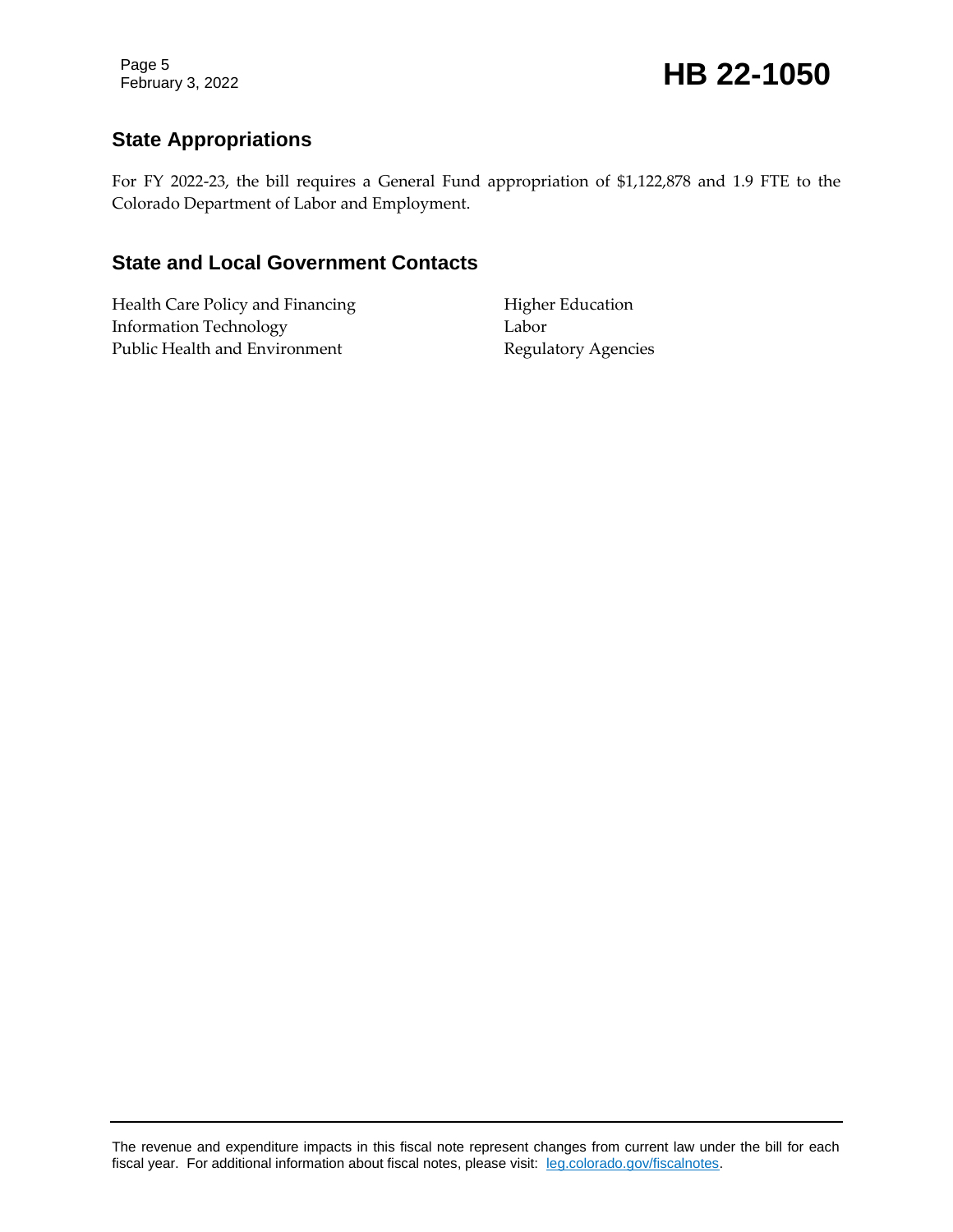## State Appropriations

For FY 2022-23, the bill requires a General Fund appropriation of $1,122,878 and 1.9 FTE to the Colorado Department of Labor and Employment.

## State and Local Government Contacts

Health Care Policy and Financing
Higher Education
Information Technology
Labor
Public Health and Environment
Regulatory Agencies

The revenue and expenditure impacts in this fiscal note represent changes from current law under the bill for each fiscal year. For additional information about fiscal notes, please visit: leg.colorado.gov/fiscalnotes.